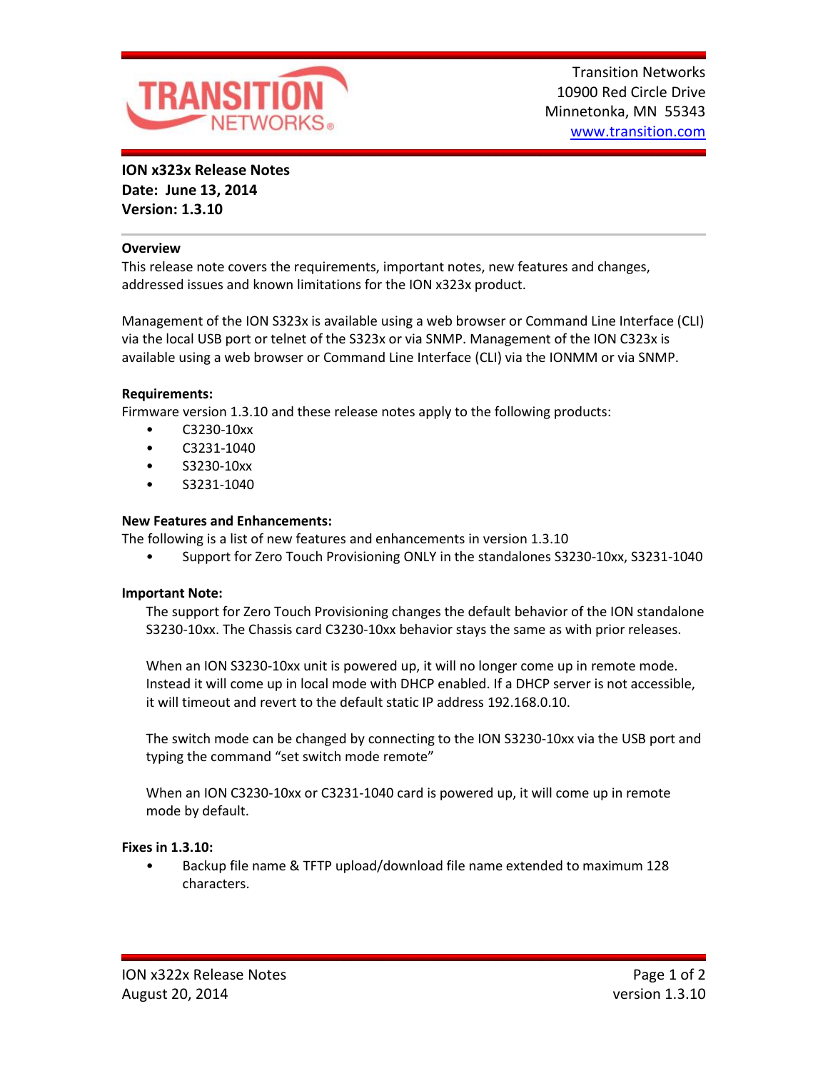Transition Networks
10900 Red Circle Drive
Minnetonka, MN 55343
www.transition.com

**ION x323x Release Notes**
**Date: June 13, 2014**
**Version: 1.3.10**

---

## Overview

This release note covers the requirements, important notes, new features and changes, addressed issues and known limitations for the ION x323x product.

Management of the ION S323x is available using a web browser or Command Line Interface (CLI) via the local USB port or telnet of the S323x or via SNMP. Management of the ION C323x is available using a web browser or Command Line Interface (CLI) via the IONMM or via SNMP.

## Requirements:

Firmware version 1.3.10 and these release notes apply to the following products:

- C3230-10xx
- C3231-1040
- S3230-10xx
- S3231-1040

## New Features and Enhancements:

The following is a list of new features and enhancements in version 1.3.10

- Support for Zero Touch Provisioning ONLY in the standalones S3230-10xx, S3231-1040

## Important Note:

The support for Zero Touch Provisioning changes the default behavior of the ION standalone S3230-10xx. The Chassis card C3230-10xx behavior stays the same as with prior releases.

When an ION S3230-10xx unit is powered up, it will no longer come up in remote mode. Instead it will come up in local mode with DHCP enabled. If a DHCP server is not accessible, it will timeout and revert to the default static IP address 192.168.0.10.

The switch mode can be changed by connecting to the ION S3230-10xx via the USB port and typing the command "set switch mode remote"

When an ION C3230-10xx or C3231-1040 card is powered up, it will come up in remote mode by default.

## Fixes in 1.3.10:

- Backup file name & TFTP upload/download file name extended to maximum 128 characters.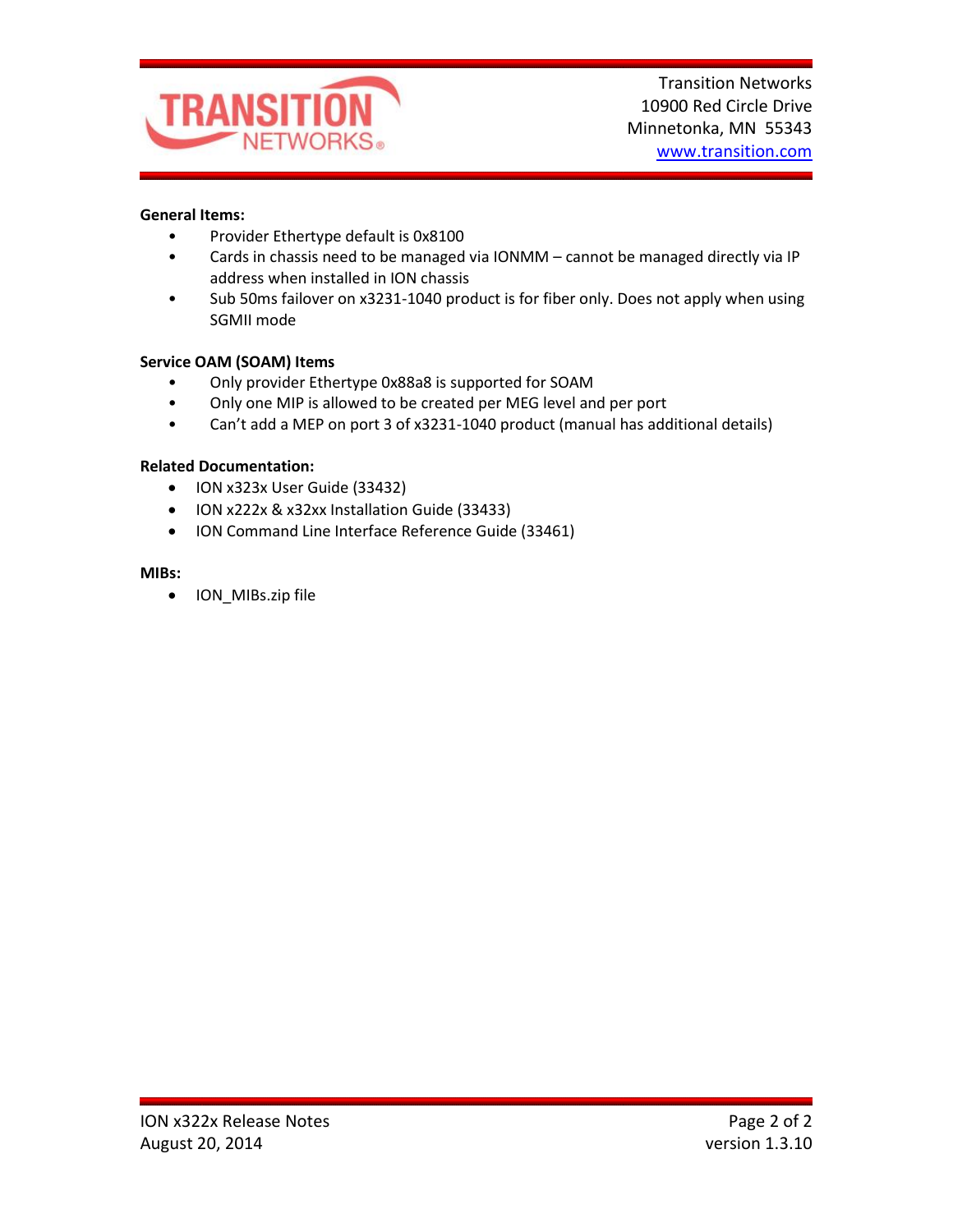**General Items:**

- Provider Ethertype default is 0x8100
- Cards in chassis need to be managed via IONMM – cannot be managed directly via IP address when installed in ION chassis
- Sub 50ms failover on x3231-1040 product is for fiber only. Does not apply when using SGMII mode

**Service OAM (SOAM) Items**

- Only provider Ethertype 0x88a8 is supported for SOAM
- Only one MIP is allowed to be created per MEG level and per port
- Can't add a MEP on port 3 of x3231-1040 product (manual has additional details)

**Related Documentation:**

- ION x323x User Guide (33432)
- ION x222x & x32xx Installation Guide (33433)
- ION Command Line Interface Reference Guide (33461)

**MIBs:**

- ION_MIBs.zip file